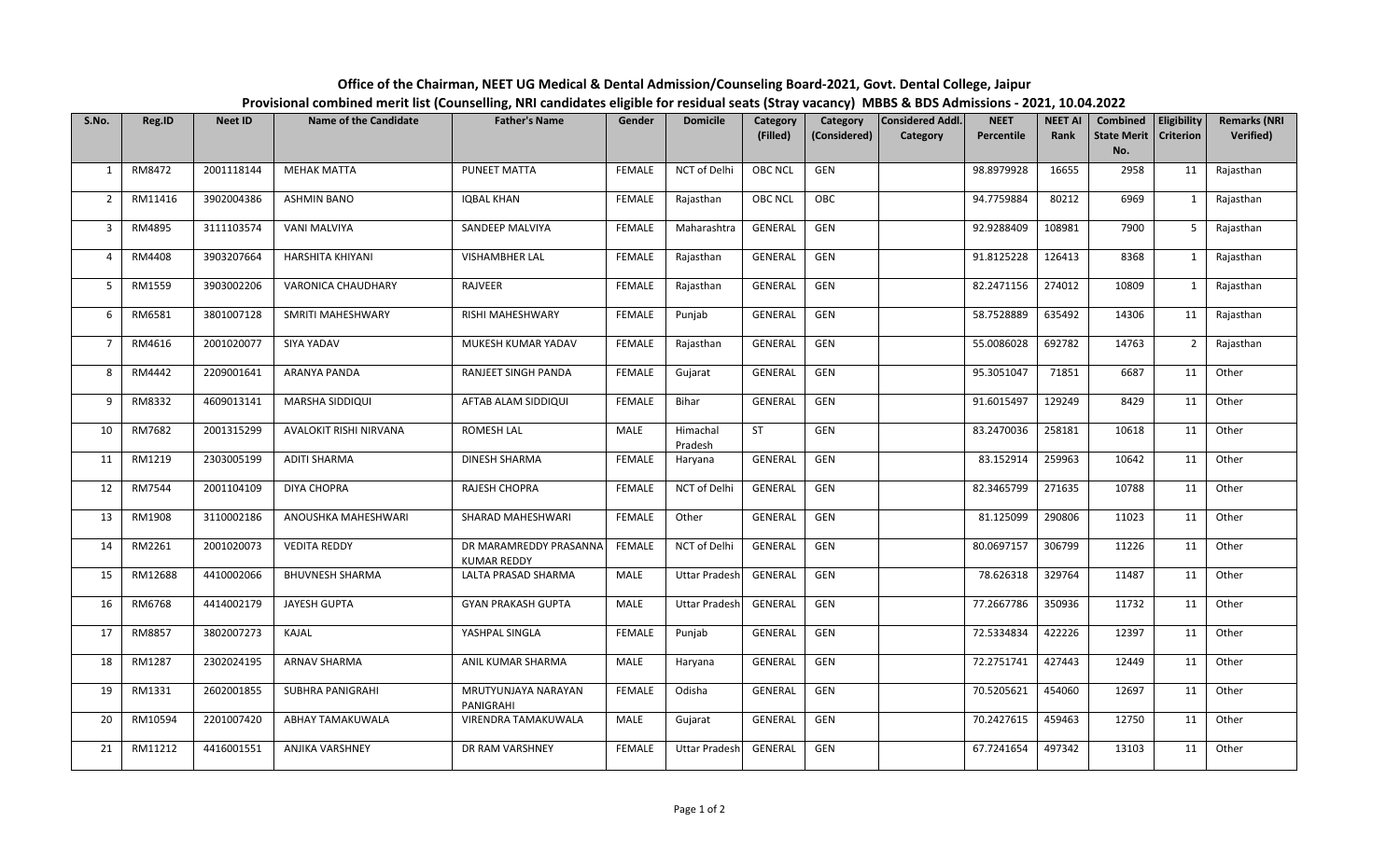**Office of the Chairman, NEET UG Medical & Dental Admission/Counseling Board-2021, Govt. Dental College, Jaipur**

**Provisional combined merit list (Counselling, NRI candidates eligible for residual seats (Stray vacancy) MBBS & BDS Admissions - 2021, 10.04.2022**

| S.No. | Reg.ID | Neet ID | Name of the Candidate | Father's Name | Gender | Domicile | Category (Filled) | Category (Considered) | Considered Addl. Category | NEET Percentile | NEET AI Rank | Combined State Merit No. | Eligibility Criterion | Remarks (NRI Verified) |
|---|---|---|---|---|---|---|---|---|---|---|---|---|---|---|
| 1 | RM8472 | 2001118144 | MEHAK MATTA | PUNEET MATTA | FEMALE | NCT of Delhi | OBC NCL | GEN | | 98.8979928 | 16655 | 2958 | 11 | Rajasthan |
| 2 | RM11416 | 3902004386 | ASHMIN BANO | IQBAL KHAN | FEMALE | Rajasthan | OBC NCL | OBC | | 94.7759884 | 80212 | 6969 | 1 | Rajasthan |
| 3 | RM4895 | 3111103574 | VANI MALVIYA | SANDEEP MALVIYA | FEMALE | Maharashtra | GENERAL | GEN | | 92.9288409 | 108981 | 7900 | 5 | Rajasthan |
| 4 | RM4408 | 3903207664 | HARSHITA KHIYANI | VISHAMBHER LAL | FEMALE | Rajasthan | GENERAL | GEN | | 91.8125228 | 126413 | 8368 | 1 | Rajasthan |
| 5 | RM1559 | 3903002206 | VARONICA CHAUDHARY | RAJVEER | FEMALE | Rajasthan | GENERAL | GEN | | 82.2471156 | 274012 | 10809 | 1 | Rajasthan |
| 6 | RM6581 | 3801007128 | SMRITI MAHESHWARY | RISHI MAHESHWARY | FEMALE | Punjab | GENERAL | GEN | | 58.7528889 | 635492 | 14306 | 11 | Rajasthan |
| 7 | RM4616 | 2001020077 | SIYA YADAV | MUKESH KUMAR YADAV | FEMALE | Rajasthan | GENERAL | GEN | | 55.0086028 | 692782 | 14763 | 2 | Rajasthan |
| 8 | RM4442 | 2209001641 | ARANYA PANDA | RANJEET SINGH PANDA | FEMALE | Gujarat | GENERAL | GEN | | 95.3051047 | 71851 | 6687 | 11 | Other |
| 9 | RM8332 | 4609013141 | MARSHA SIDDIQUI | AFTAB ALAM SIDDIQUI | FEMALE | Bihar | GENERAL | GEN | | 91.6015497 | 129249 | 8429 | 11 | Other |
| 10 | RM7682 | 2001315299 | AVALOKIT RISHI NIRVANA | ROMESH LAL | MALE | Himachal Pradesh | ST | GEN | | 83.2470036 | 258181 | 10618 | 11 | Other |
| 11 | RM1219 | 2303005199 | ADITI SHARMA | DINESH SHARMA | FEMALE | Haryana | GENERAL | GEN | | 83.152914 | 259963 | 10642 | 11 | Other |
| 12 | RM7544 | 2001104109 | DIYA CHOPRA | RAJESH CHOPRA | FEMALE | NCT of Delhi | GENERAL | GEN | | 82.3465799 | 271635 | 10788 | 11 | Other |
| 13 | RM1908 | 3110002186 | ANOUSHKA MAHESHWARI | SHARAD MAHESHWARI | FEMALE | Other | GENERAL | GEN | | 81.125099 | 290806 | 11023 | 11 | Other |
| 14 | RM2261 | 2001020073 | VEDITA REDDY | DR MARAMREDDY PRASANNA KUMAR REDDY | FEMALE | NCT of Delhi | GENERAL | GEN | | 80.0697157 | 306799 | 11226 | 11 | Other |
| 15 | RM12688 | 4410002066 | BHUVNESH SHARMA | LALTA PRASAD SHARMA | MALE | Uttar Pradesh | GENERAL | GEN | | 78.626318 | 329764 | 11487 | 11 | Other |
| 16 | RM6768 | 4414002179 | JAYESH GUPTA | GYAN PRAKASH GUPTA | MALE | Uttar Pradesh | GENERAL | GEN | | 77.2667786 | 350936 | 11732 | 11 | Other |
| 17 | RM8857 | 3802007273 | KAJAL | YASHPAL SINGLA | FEMALE | Punjab | GENERAL | GEN | | 72.5334834 | 422226 | 12397 | 11 | Other |
| 18 | RM1287 | 2302024195 | ARNAV SHARMA | ANIL KUMAR SHARMA | MALE | Haryana | GENERAL | GEN | | 72.2751741 | 427443 | 12449 | 11 | Other |
| 19 | RM1331 | 2602001855 | SUBHRA PANIGRAHI | MRUTYUNJAYA NARAYAN PANIGRAHI | FEMALE | Odisha | GENERAL | GEN | | 70.5205621 | 454060 | 12697 | 11 | Other |
| 20 | RM10594 | 2201007420 | ABHAY TAMAKUWALA | VIRENDRA TAMAKUWALA | MALE | Gujarat | GENERAL | GEN | | 70.2427615 | 459463 | 12750 | 11 | Other |
| 21 | RM11212 | 4416001551 | ANJIKA VARSHNEY | DR RAM VARSHNEY | FEMALE | Uttar Pradesh | GENERAL | GEN | | 67.7241654 | 497342 | 13103 | 11 | Other |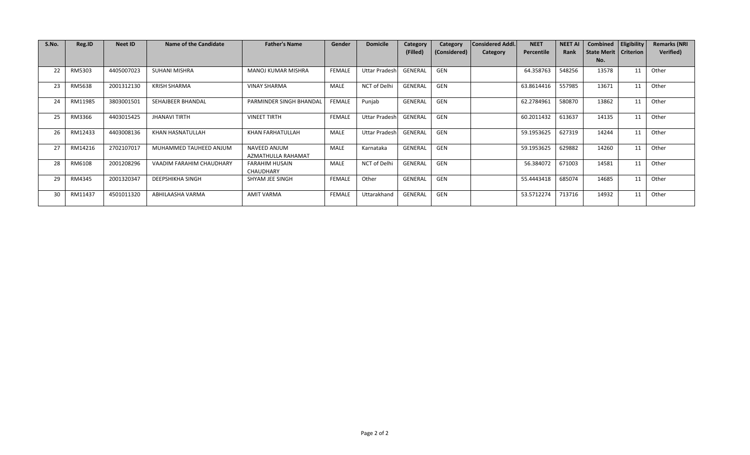| S.No. | Reg.ID | Neet ID | Name of the Candidate | Father's Name | Gender | Domicile | Category (Filled) | Category (Considered) | Considered Addl. Category | NEET Percentile | NEET AI Rank | Combined State Merit No. | Eligibility Criterion | Remarks (NRI Verified) |
|---|---|---|---|---|---|---|---|---|---|---|---|---|---|---|
| 22 | RM5303 | 4405007023 | SUHANI MISHRA | MANOJ KUMAR MISHRA | FEMALE | Uttar Pradesh | GENERAL | GEN | | 64.358763 | 548256 | 13578 | 11 | Other |
| 23 | RM5638 | 2001312130 | KRISH SHARMA | VINAY SHARMA | MALE | NCT of Delhi | GENERAL | GEN | | 63.8614416 | 557985 | 13671 | 11 | Other |
| 24 | RM11985 | 3803001501 | SEHAJBEER BHANDAL | PARMINDER SINGH BHANDAL | FEMALE | Punjab | GENERAL | GEN | | 62.2784961 | 580870 | 13862 | 11 | Other |
| 25 | RM3366 | 4403015425 | JHANAVI TIRTH | VINEET TIRTH | FEMALE | Uttar Pradesh | GENERAL | GEN | | 60.2011432 | 613637 | 14135 | 11 | Other |
| 26 | RM12433 | 4403008136 | KHAN HASNATULLAH | KHAN FARHATULLAH | MALE | Uttar Pradesh | GENERAL | GEN | | 59.1953625 | 627319 | 14244 | 11 | Other |
| 27 | RM14216 | 2702107017 | MUHAMMED TAUHEED ANJUM | NAVEED ANJUM AZMATHULLA RAHAMAT | MALE | Karnataka | GENERAL | GEN | | 59.1953625 | 629882 | 14260 | 11 | Other |
| 28 | RM6108 | 2001208296 | VAADIM FARAHIM CHAUDHARY | FARAHIM HUSAIN CHAUDHARY | MALE | NCT of Delhi | GENERAL | GEN | | 56.384072 | 671003 | 14581 | 11 | Other |
| 29 | RM4345 | 2001320347 | DEEPSHIKHA SINGH | SHYAM JEE SINGH | FEMALE | Other | GENERAL | GEN | | 55.4443418 | 685074 | 14685 | 11 | Other |
| 30 | RM11437 | 4501011320 | ABHILAASHA VARMA | AMIT VARMA | FEMALE | Uttarakhand | GENERAL | GEN | | 53.5712274 | 713716 | 14932 | 11 | Other |